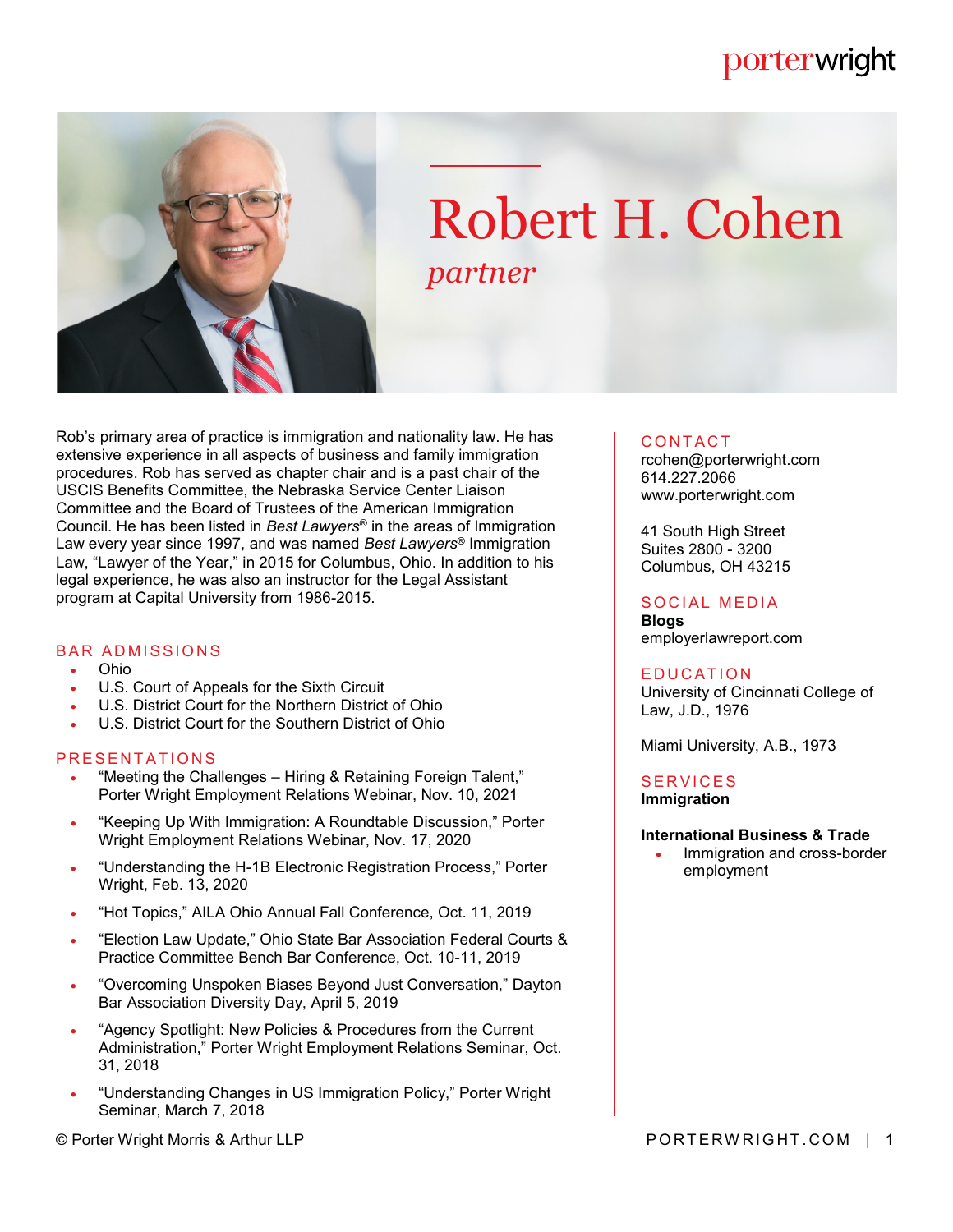# Robert H. Cohen

*partner*

Rob's primary area of practice is immigration and nationality law. He has extensive experience in all aspects of business and family immigration procedures. Rob has served as chapter chair and is a past chair of the USCIS Benefits Committee, the Nebraska Service Center Liaison Committee and the Board of Trustees of the American Immigration Council. He has been listed in *Best Lawyers*® in the areas of Immigration Law every year since 1997, and was named *Best Lawyers*® Immigration Law, "Lawyer of the Year," in 2015 for Columbus, Ohio. In addition to his legal experience, he was also an instructor for the Legal Assistant program at Capital University from 1986-2015.

## BAR ADMISSIONS

- Ohio
- U.S. Court of Appeals for the Sixth Circuit
- U.S. District Court for the Northern District of Ohio
- U.S. District Court for the Southern District of Ohio

## PRESENTATIONS

- "Meeting the Challenges – Hiring & Retaining Foreign Talent," Porter Wright Employment Relations Webinar, Nov. 10, 2021
- "Keeping Up With Immigration: A Roundtable Discussion," Porter Wright Employment Relations Webinar, Nov. 17, 2020
- "Understanding the H-1B Electronic Registration Process," Porter Wright, Feb. 13, 2020
- "Hot Topics," AILA Ohio Annual Fall Conference, Oct. 11, 2019
- "Election Law Update," Ohio State Bar Association Federal Courts & Practice Committee Bench Bar Conference, Oct. 10-11, 2019
- "Overcoming Unspoken Biases Beyond Just Conversation," Dayton Bar Association Diversity Day, April 5, 2019
- "Agency Spotlight: New Policies & Procedures from the Current Administration," Porter Wright Employment Relations Seminar, Oct. 31, 2018
- "Understanding Changes in US Immigration Policy," Porter Wright Seminar, March 7, 2018

## CONTACT

rcohen@porterwright.com
614.227.2066
www.porterwright.com

41 South High Street
Suites 2800 - 3200
Columbus, OH 43215

## SOCIAL MEDIA

**Blogs**
employerlawreport.com

## EDUCATION

University of Cincinnati College of Law, J.D., 1976

Miami University, A.B., 1973

## SERVICES

**Immigration**

**International Business & Trade**

- Immigration and cross-border employment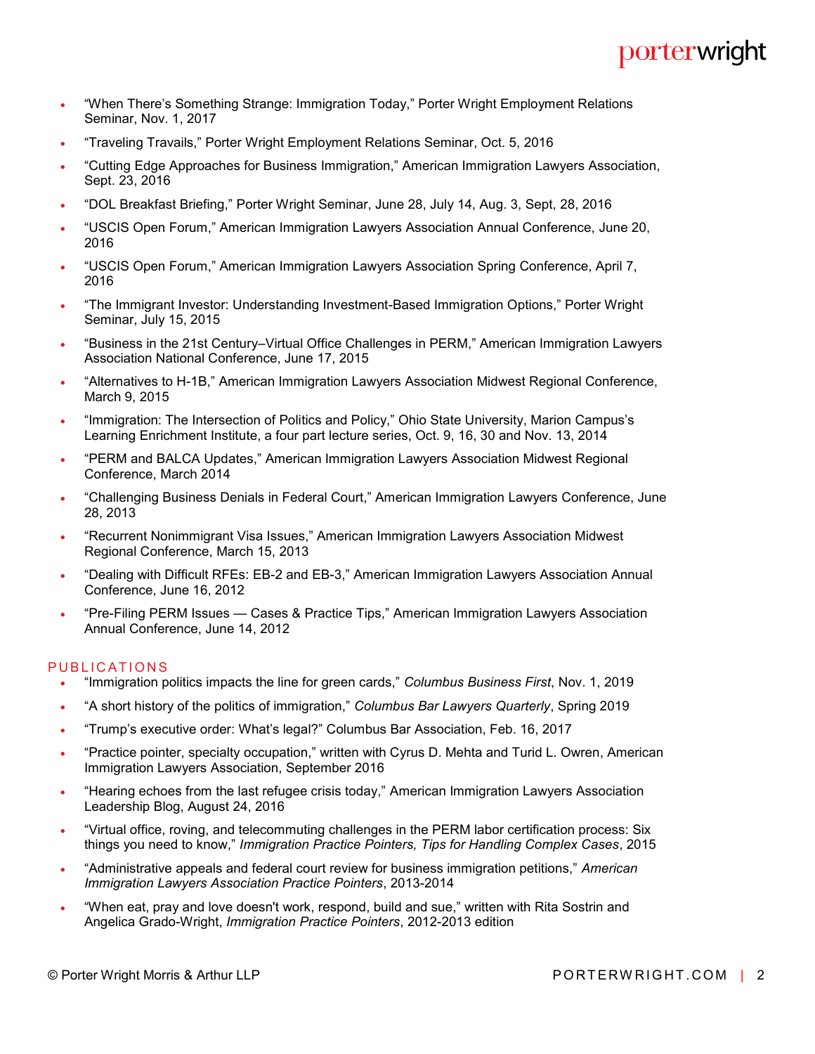- "When There's Something Strange: Immigration Today," Porter Wright Employment Relations Seminar, Nov. 1, 2017
- "Traveling Travails," Porter Wright Employment Relations Seminar, Oct. 5, 2016
- "Cutting Edge Approaches for Business Immigration," American Immigration Lawyers Association, Sept. 23, 2016
- "DOL Breakfast Briefing," Porter Wright Seminar, June 28, July 14, Aug. 3, Sept, 28, 2016
- "USCIS Open Forum," American Immigration Lawyers Association Annual Conference, June 20, 2016
- "USCIS Open Forum," American Immigration Lawyers Association Spring Conference, April 7, 2016
- "The Immigrant Investor: Understanding Investment-Based Immigration Options," Porter Wright Seminar, July 15, 2015
- "Business in the 21st Century–Virtual Office Challenges in PERM," American Immigration Lawyers Association National Conference, June 17, 2015
- "Alternatives to H-1B," American Immigration Lawyers Association Midwest Regional Conference, March 9, 2015
- "Immigration: The Intersection of Politics and Policy," Ohio State University, Marion Campus's Learning Enrichment Institute, a four part lecture series, Oct. 9, 16, 30 and Nov. 13, 2014
- "PERM and BALCA Updates," American Immigration Lawyers Association Midwest Regional Conference, March 2014
- "Challenging Business Denials in Federal Court," American Immigration Lawyers Conference, June 28, 2013
- "Recurrent Nonimmigrant Visa Issues," American Immigration Lawyers Association Midwest Regional Conference, March 15, 2013
- "Dealing with Difficult RFEs: EB-2 and EB-3," American Immigration Lawyers Association Annual Conference, June 16, 2012
- "Pre-Filing PERM Issues — Cases & Practice Tips," American Immigration Lawyers Association Annual Conference, June 14, 2012

## PUBLICATIONS

- "Immigration politics impacts the line for green cards," *Columbus Business First*, Nov. 1, 2019
- "A short history of the politics of immigration," *Columbus Bar Lawyers Quarterly*, Spring 2019
- "Trump's executive order: What's legal?" Columbus Bar Association, Feb. 16, 2017
- "Practice pointer, specialty occupation," written with Cyrus D. Mehta and Turid L. Owren, American Immigration Lawyers Association, September 2016
- "Hearing echoes from the last refugee crisis today," American Immigration Lawyers Association Leadership Blog, August 24, 2016
- "Virtual office, roving, and telecommuting challenges in the PERM labor certification process: Six things you need to know," *Immigration Practice Pointers, Tips for Handling Complex Cases*, 2015
- "Administrative appeals and federal court review for business immigration petitions," *American Immigration Lawyers Association Practice Pointers*, 2013-2014
- "When eat, pray and love doesn't work, respond, build and sue," written with Rita Sostrin and Angelica Grado-Wright, *Immigration Practice Pointers*, 2012-2013 edition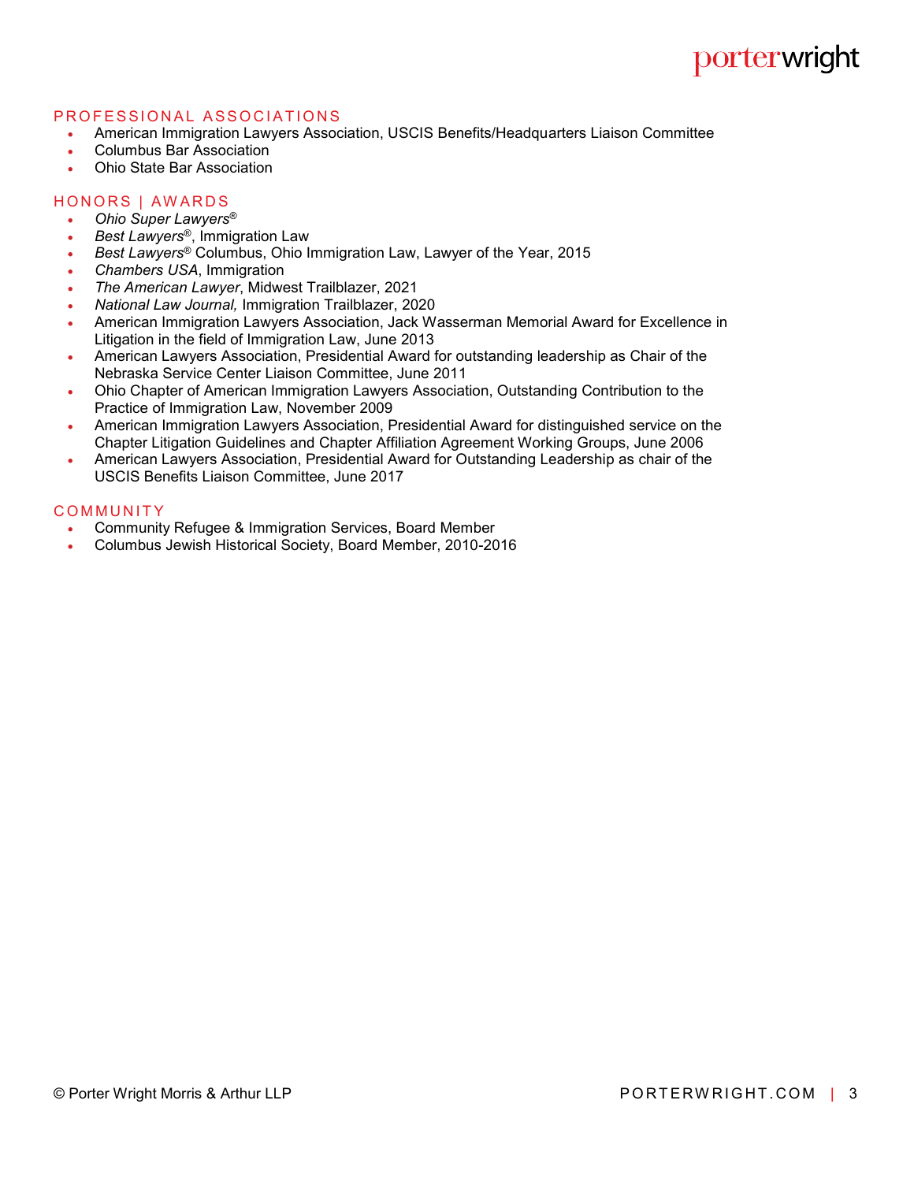## PROFESSIONAL ASSOCIATIONS

- American Immigration Lawyers Association, USCIS Benefits/Headquarters Liaison Committee
- Columbus Bar Association
- Ohio State Bar Association

## HONORS | AWARDS

- *Ohio Super Lawyers®*
- *Best Lawyers®*, Immigration Law
- *Best Lawyers®* Columbus, Ohio Immigration Law, Lawyer of the Year, 2015
- *Chambers USA*, Immigration
- *The American Lawyer*, Midwest Trailblazer, 2021
- *National Law Journal,* Immigration Trailblazer, 2020
- American Immigration Lawyers Association, Jack Wasserman Memorial Award for Excellence in Litigation in the field of Immigration Law, June 2013
- American Lawyers Association, Presidential Award for outstanding leadership as Chair of the Nebraska Service Center Liaison Committee, June 2011
- Ohio Chapter of American Immigration Lawyers Association, Outstanding Contribution to the Practice of Immigration Law, November 2009
- American Immigration Lawyers Association, Presidential Award for distinguished service on the Chapter Litigation Guidelines and Chapter Affiliation Agreement Working Groups, June 2006
- American Lawyers Association, Presidential Award for Outstanding Leadership as chair of the USCIS Benefits Liaison Committee, June 2017

## COMMUNITY

- Community Refugee & Immigration Services, Board Member
- Columbus Jewish Historical Society, Board Member, 2010-2016